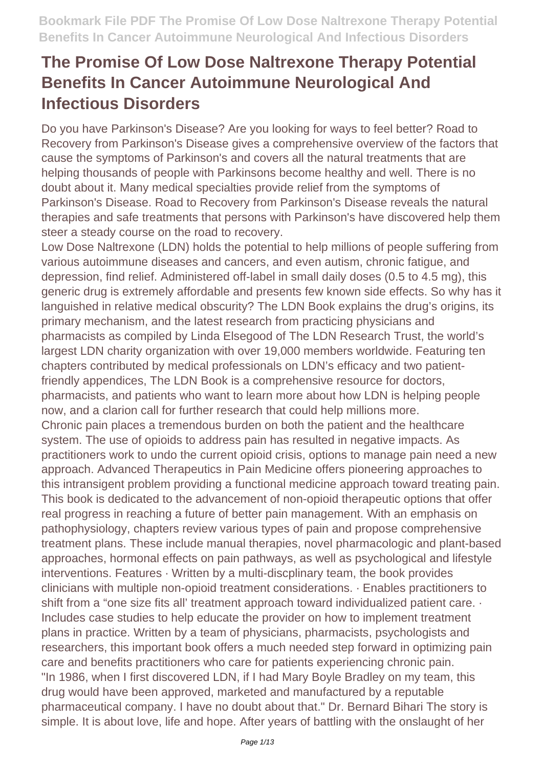# The Promise Of Low Dose Naltrexone Therapy Potential Benefits In Cancer Autoimmune Neurological And Infectious Disorders

Do you have Parkinson's Disease? Are you looking for ways to feel better? Road to Recovery from Parkinson's Disease gives a comprehensive overview of the factors that cause the symptoms of Parkinson's and covers all the natural treatments that are helping thousands of people with Parkinsons become healthy and well. There is no doubt about it. Many medical specialties provide relief from the symptoms of Parkinson's Disease. Road to Recovery from Parkinson's Disease reveals the natural therapies and safe treatments that persons with Parkinson's have discovered help them steer a steady course on the road to recovery.

Low Dose Naltrexone (LDN) holds the potential to help millions of people suffering from various autoimmune diseases and cancers, and even autism, chronic fatigue, and depression, find relief. Administered off-label in small daily doses (0.5 to 4.5 mg), this generic drug is extremely affordable and presents few known side effects. So why has it languished in relative medical obscurity? The LDN Book explains the drug's origins, its primary mechanism, and the latest research from practicing physicians and pharmacists as compiled by Linda Elsegood of The LDN Research Trust, the world's largest LDN charity organization with over 19,000 members worldwide. Featuring ten chapters contributed by medical professionals on LDN's efficacy and two patient-friendly appendices, The LDN Book is a comprehensive resource for doctors, pharmacists, and patients who want to learn more about how LDN is helping people now, and a clarion call for further research that could help millions more.

Chronic pain places a tremendous burden on both the patient and the healthcare system. The use of opioids to address pain has resulted in negative impacts. As practitioners work to undo the current opioid crisis, options to manage pain need a new approach. Advanced Therapeutics in Pain Medicine offers pioneering approaches to this intransigent problem providing a functional medicine approach toward treating pain. This book is dedicated to the advancement of non-opioid therapeutic options that offer real progress in reaching a future of better pain management. With an emphasis on pathophysiology, chapters review various types of pain and propose comprehensive treatment plans. These include manual therapies, novel pharmacologic and plant-based approaches, hormonal effects on pain pathways, as well as psychological and lifestyle interventions. Features · Written by a multi-discplinary team, the book provides clinicians with multiple non-opioid treatment considerations. · Enables practitioners to shift from a "one size fits all' treatment approach toward individualized patient care. · Includes case studies to help educate the provider on how to implement treatment plans in practice. Written by a team of physicians, pharmacists, psychologists and researchers, this important book offers a much needed step forward in optimizing pain care and benefits practitioners who care for patients experiencing chronic pain.

"In 1986, when I first discovered LDN, if I had Mary Boyle Bradley on my team, this drug would have been approved, marketed and manufactured by a reputable pharmaceutical company. I have no doubt about that." Dr. Bernard Bihari The story is simple. It is about love, life and hope. After years of battling with the onslaught of her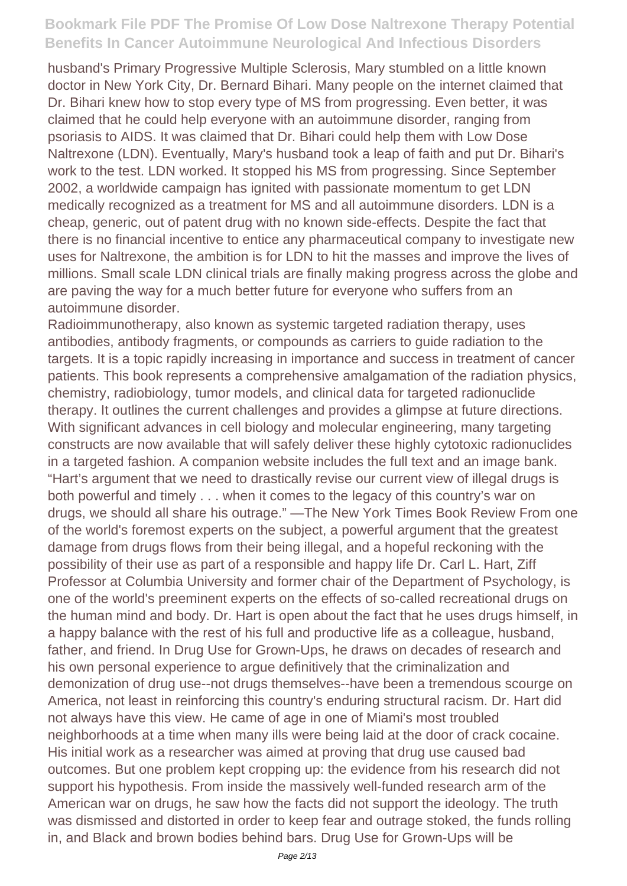husband's Primary Progressive Multiple Sclerosis, Mary stumbled on a little known doctor in New York City, Dr. Bernard Bihari. Many people on the internet claimed that Dr. Bihari knew how to stop every type of MS from progressing. Even better, it was claimed that he could help everyone with an autoimmune disorder, ranging from psoriasis to AIDS. It was claimed that Dr. Bihari could help them with Low Dose Naltrexone (LDN). Eventually, Mary's husband took a leap of faith and put Dr. Bihari's work to the test. LDN worked. It stopped his MS from progressing. Since September 2002, a worldwide campaign has ignited with passionate momentum to get LDN medically recognized as a treatment for MS and all autoimmune disorders. LDN is a cheap, generic, out of patent drug with no known side-effects. Despite the fact that there is no financial incentive to entice any pharmaceutical company to investigate new uses for Naltrexone, the ambition is for LDN to hit the masses and improve the lives of millions. Small scale LDN clinical trials are finally making progress across the globe and are paving the way for a much better future for everyone who suffers from an autoimmune disorder.

Radioimmunotherapy, also known as systemic targeted radiation therapy, uses antibodies, antibody fragments, or compounds as carriers to guide radiation to the targets. It is a topic rapidly increasing in importance and success in treatment of cancer patients. This book represents a comprehensive amalgamation of the radiation physics, chemistry, radiobiology, tumor models, and clinical data for targeted radionuclide therapy. It outlines the current challenges and provides a glimpse at future directions. With significant advances in cell biology and molecular engineering, many targeting constructs are now available that will safely deliver these highly cytotoxic radionuclides in a targeted fashion. A companion website includes the full text and an image bank.

"Hart's argument that we need to drastically revise our current view of illegal drugs is both powerful and timely . . . when it comes to the legacy of this country's war on drugs, we should all share his outrage." —The New York Times Book Review From one of the world's foremost experts on the subject, a powerful argument that the greatest damage from drugs flows from their being illegal, and a hopeful reckoning with the possibility of their use as part of a responsible and happy life Dr. Carl L. Hart, Ziff Professor at Columbia University and former chair of the Department of Psychology, is one of the world's preeminent experts on the effects of so-called recreational drugs on the human mind and body. Dr. Hart is open about the fact that he uses drugs himself, in a happy balance with the rest of his full and productive life as a colleague, husband, father, and friend. In Drug Use for Grown-Ups, he draws on decades of research and his own personal experience to argue definitively that the criminalization and demonization of drug use--not drugs themselves--have been a tremendous scourge on America, not least in reinforcing this country's enduring structural racism. Dr. Hart did not always have this view. He came of age in one of Miami's most troubled neighborhoods at a time when many ills were being laid at the door of crack cocaine. His initial work as a researcher was aimed at proving that drug use caused bad outcomes. But one problem kept cropping up: the evidence from his research did not support his hypothesis. From inside the massively well-funded research arm of the American war on drugs, he saw how the facts did not support the ideology. The truth was dismissed and distorted in order to keep fear and outrage stoked, the funds rolling in, and Black and brown bodies behind bars. Drug Use for Grown-Ups will be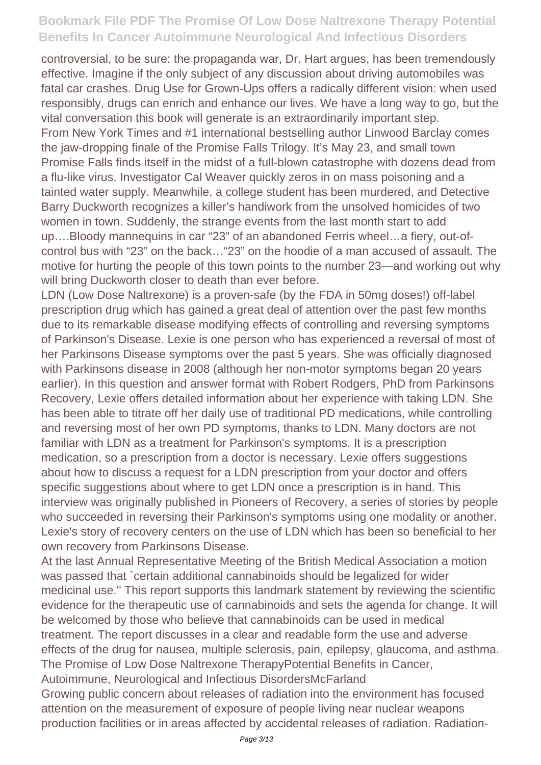controversial, to be sure: the propaganda war, Dr. Hart argues, has been tremendously effective. Imagine if the only subject of any discussion about driving automobiles was fatal car crashes. Drug Use for Grown-Ups offers a radically different vision: when used responsibly, drugs can enrich and enhance our lives. We have a long way to go, but the vital conversation this book will generate is an extraordinarily important step.

From New York Times and #1 international bestselling author Linwood Barclay comes the jaw-dropping finale of the Promise Falls Trilogy. It's May 23, and small town Promise Falls finds itself in the midst of a full-blown catastrophe with dozens dead from a flu-like virus. Investigator Cal Weaver quickly zeros in on mass poisoning and a tainted water supply. Meanwhile, a college student has been murdered, and Detective Barry Duckworth recognizes a killer's handiwork from the unsolved homicides of two women in town. Suddenly, the strange events from the last month start to add up….Bloody mannequins in car "23" of an abandoned Ferris wheel…a fiery, out-of-control bus with "23" on the back…"23" on the hoodie of a man accused of assault. The motive for hurting the people of this town points to the number 23—and working out why will bring Duckworth closer to death than ever before.

LDN (Low Dose Naltrexone) is a proven-safe (by the FDA in 50mg doses!) off-label prescription drug which has gained a great deal of attention over the past few months due to its remarkable disease modifying effects of controlling and reversing symptoms of Parkinson's Disease. Lexie is one person who has experienced a reversal of most of her Parkinsons Disease symptoms over the past 5 years. She was officially diagnosed with Parkinsons disease in 2008 (although her non-motor symptoms began 20 years earlier). In this question and answer format with Robert Rodgers, PhD from Parkinsons Recovery, Lexie offers detailed information about her experience with taking LDN. She has been able to titrate off her daily use of traditional PD medications, while controlling and reversing most of her own PD symptoms, thanks to LDN. Many doctors are not familiar with LDN as a treatment for Parkinson's symptoms. It is a prescription medication, so a prescription from a doctor is necessary. Lexie offers suggestions about how to discuss a request for a LDN prescription from your doctor and offers specific suggestions about where to get LDN once a prescription is in hand. This interview was originally published in Pioneers of Recovery, a series of stories by people who succeeded in reversing their Parkinson's symptoms using one modality or another. Lexie's story of recovery centers on the use of LDN which has been so beneficial to her own recovery from Parkinsons Disease.

At the last Annual Representative Meeting of the British Medical Association a motion was passed that `certain additional cannabinoids should be legalized for wider medicinal use.'' This report supports this landmark statement by reviewing the scientific evidence for the therapeutic use of cannabinoids and sets the agenda for change. It will be welcomed by those who believe that cannabinoids can be used in medical treatment. The report discusses in a clear and readable form the use and adverse effects of the drug for nausea, multiple sclerosis, pain, epilepsy, glaucoma, and asthma.

The Promise of Low Dose Naltrexone TherapyPotential Benefits in Cancer, Autoimmune, Neurological and Infectious DisordersMcFarland

Growing public concern about releases of radiation into the environment has focused attention on the measurement of exposure of people living near nuclear weapons production facilities or in areas affected by accidental releases of radiation. Radiation-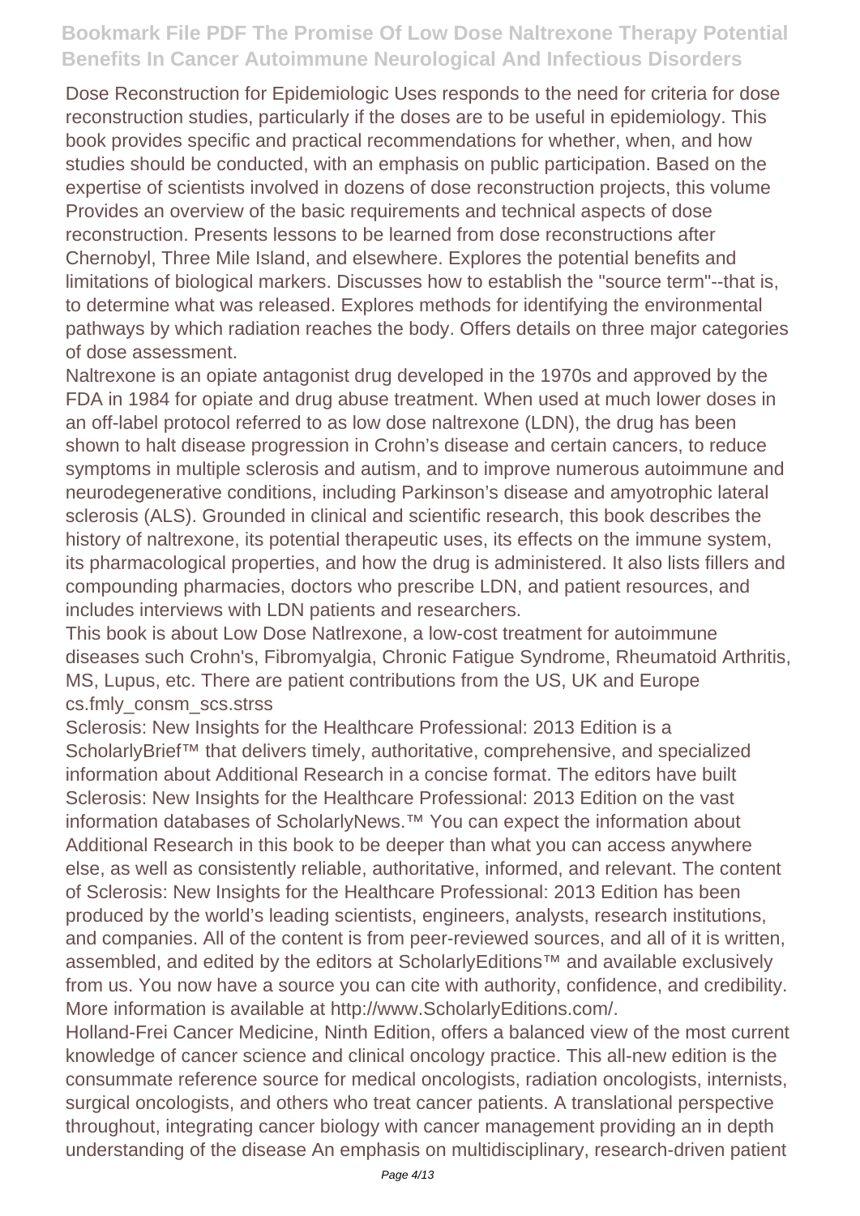Dose Reconstruction for Epidemiologic Uses responds to the need for criteria for dose reconstruction studies, particularly if the doses are to be useful in epidemiology. This book provides specific and practical recommendations for whether, when, and how studies should be conducted, with an emphasis on public participation. Based on the expertise of scientists involved in dozens of dose reconstruction projects, this volume Provides an overview of the basic requirements and technical aspects of dose reconstruction. Presents lessons to be learned from dose reconstructions after Chernobyl, Three Mile Island, and elsewhere. Explores the potential benefits and limitations of biological markers. Discusses how to establish the "source term"--that is, to determine what was released. Explores methods for identifying the environmental pathways by which radiation reaches the body. Offers details on three major categories of dose assessment.

Naltrexone is an opiate antagonist drug developed in the 1970s and approved by the FDA in 1984 for opiate and drug abuse treatment. When used at much lower doses in an off-label protocol referred to as low dose naltrexone (LDN), the drug has been shown to halt disease progression in Crohn's disease and certain cancers, to reduce symptoms in multiple sclerosis and autism, and to improve numerous autoimmune and neurodegenerative conditions, including Parkinson's disease and amyotrophic lateral sclerosis (ALS). Grounded in clinical and scientific research, this book describes the history of naltrexone, its potential therapeutic uses, its effects on the immune system, its pharmacological properties, and how the drug is administered. It also lists fillers and compounding pharmacies, doctors who prescribe LDN, and patient resources, and includes interviews with LDN patients and researchers.

This book is about Low Dose Natlrexone, a low-cost treatment for autoimmune diseases such Crohn's, Fibromyalgia, Chronic Fatigue Syndrome, Rheumatoid Arthritis, MS, Lupus, etc. There are patient contributions from the US, UK and Europe
cs.fmly_consm_scs.strss

Sclerosis: New Insights for the Healthcare Professional: 2013 Edition is a ScholarlyBrief™ that delivers timely, authoritative, comprehensive, and specialized information about Additional Research in a concise format. The editors have built Sclerosis: New Insights for the Healthcare Professional: 2013 Edition on the vast information databases of ScholarlyNews.™ You can expect the information about Additional Research in this book to be deeper than what you can access anywhere else, as well as consistently reliable, authoritative, informed, and relevant. The content of Sclerosis: New Insights for the Healthcare Professional: 2013 Edition has been produced by the world's leading scientists, engineers, analysts, research institutions, and companies. All of the content is from peer-reviewed sources, and all of it is written, assembled, and edited by the editors at ScholarlyEditions™ and available exclusively from us. You now have a source you can cite with authority, confidence, and credibility. More information is available at http://www.ScholarlyEditions.com/.

Holland-Frei Cancer Medicine, Ninth Edition, offers a balanced view of the most current knowledge of cancer science and clinical oncology practice. This all-new edition is the consummate reference source for medical oncologists, radiation oncologists, internists, surgical oncologists, and others who treat cancer patients. A translational perspective throughout, integrating cancer biology with cancer management providing an in depth understanding of the disease An emphasis on multidisciplinary, research-driven patient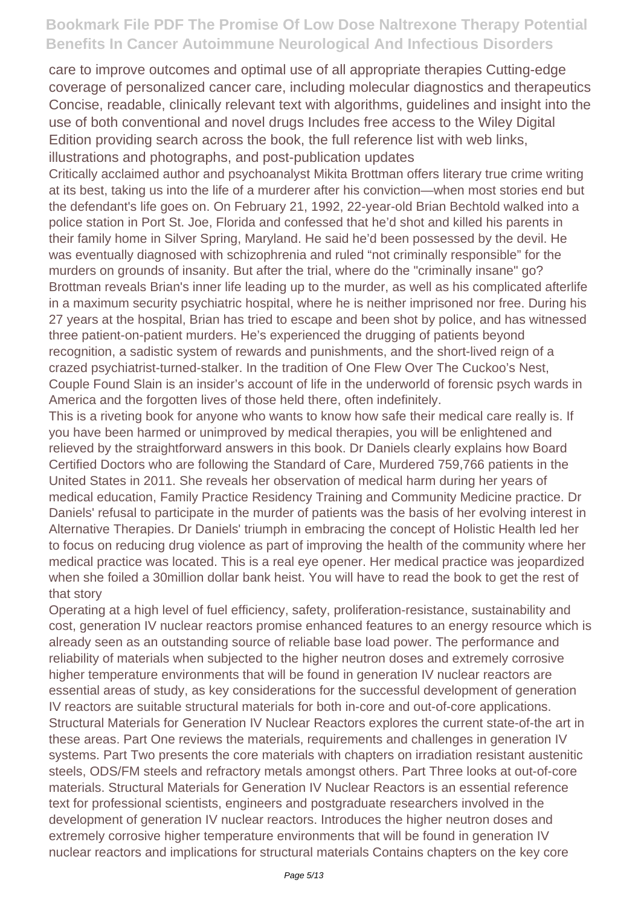care to improve outcomes and optimal use of all appropriate therapies Cutting-edge coverage of personalized cancer care, including molecular diagnostics and therapeutics Concise, readable, clinically relevant text with algorithms, guidelines and insight into the use of both conventional and novel drugs Includes free access to the Wiley Digital Edition providing search across the book, the full reference list with web links, illustrations and photographs, and post-publication updates

Critically acclaimed author and psychoanalyst Mikita Brottman offers literary true crime writing at its best, taking us into the life of a murderer after his conviction—when most stories end but the defendant's life goes on. On February 21, 1992, 22-year-old Brian Bechtold walked into a police station in Port St. Joe, Florida and confessed that he'd shot and killed his parents in their family home in Silver Spring, Maryland. He said he'd been possessed by the devil. He was eventually diagnosed with schizophrenia and ruled "not criminally responsible" for the murders on grounds of insanity. But after the trial, where do the "criminally insane" go? Brottman reveals Brian's inner life leading up to the murder, as well as his complicated afterlife in a maximum security psychiatric hospital, where he is neither imprisoned nor free. During his 27 years at the hospital, Brian has tried to escape and been shot by police, and has witnessed three patient-on-patient murders. He's experienced the drugging of patients beyond recognition, a sadistic system of rewards and punishments, and the short-lived reign of a crazed psychiatrist-turned-stalker. In the tradition of One Flew Over The Cuckoo's Nest, Couple Found Slain is an insider's account of life in the underworld of forensic psych wards in America and the forgotten lives of those held there, often indefinitely.

This is a riveting book for anyone who wants to know how safe their medical care really is. If you have been harmed or unimproved by medical therapies, you will be enlightened and relieved by the straightforward answers in this book. Dr Daniels clearly explains how Board Certified Doctors who are following the Standard of Care, Murdered 759,766 patients in the United States in 2011. She reveals her observation of medical harm during her years of medical education, Family Practice Residency Training and Community Medicine practice. Dr Daniels' refusal to participate in the murder of patients was the basis of her evolving interest in Alternative Therapies. Dr Daniels' triumph in embracing the concept of Holistic Health led her to focus on reducing drug violence as part of improving the health of the community where her medical practice was located. This is a real eye opener. Her medical practice was jeopardized when she foiled a 30million dollar bank heist. You will have to read the book to get the rest of that story

Operating at a high level of fuel efficiency, safety, proliferation-resistance, sustainability and cost, generation IV nuclear reactors promise enhanced features to an energy resource which is already seen as an outstanding source of reliable base load power. The performance and reliability of materials when subjected to the higher neutron doses and extremely corrosive higher temperature environments that will be found in generation IV nuclear reactors are essential areas of study, as key considerations for the successful development of generation IV reactors are suitable structural materials for both in-core and out-of-core applications. Structural Materials for Generation IV Nuclear Reactors explores the current state-of-the art in these areas. Part One reviews the materials, requirements and challenges in generation IV systems. Part Two presents the core materials with chapters on irradiation resistant austenitic steels, ODS/FM steels and refractory metals amongst others. Part Three looks at out-of-core materials. Structural Materials for Generation IV Nuclear Reactors is an essential reference text for professional scientists, engineers and postgraduate researchers involved in the development of generation IV nuclear reactors. Introduces the higher neutron doses and extremely corrosive higher temperature environments that will be found in generation IV nuclear reactors and implications for structural materials Contains chapters on the key core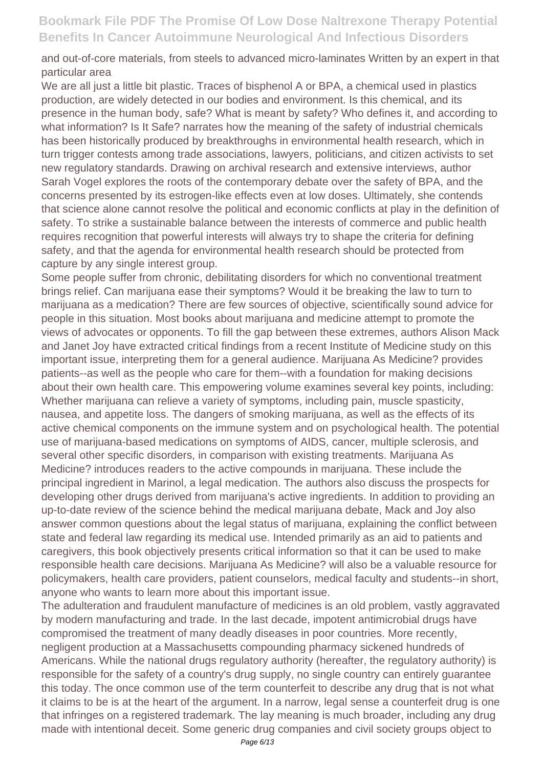and out-of-core materials, from steels to advanced micro-laminates Written by an expert in that particular area

We are all just a little bit plastic. Traces of bisphenol A or BPA, a chemical used in plastics production, are widely detected in our bodies and environment. Is this chemical, and its presence in the human body, safe? What is meant by safety? Who defines it, and according to what information? Is It Safe? narrates how the meaning of the safety of industrial chemicals has been historically produced by breakthroughs in environmental health research, which in turn trigger contests among trade associations, lawyers, politicians, and citizen activists to set new regulatory standards. Drawing on archival research and extensive interviews, author Sarah Vogel explores the roots of the contemporary debate over the safety of BPA, and the concerns presented by its estrogen-like effects even at low doses. Ultimately, she contends that science alone cannot resolve the political and economic conflicts at play in the definition of safety. To strike a sustainable balance between the interests of commerce and public health requires recognition that powerful interests will always try to shape the criteria for defining safety, and that the agenda for environmental health research should be protected from capture by any single interest group.

Some people suffer from chronic, debilitating disorders for which no conventional treatment brings relief. Can marijuana ease their symptoms? Would it be breaking the law to turn to marijuana as a medication? There are few sources of objective, scientifically sound advice for people in this situation. Most books about marijuana and medicine attempt to promote the views of advocates or opponents. To fill the gap between these extremes, authors Alison Mack and Janet Joy have extracted critical findings from a recent Institute of Medicine study on this important issue, interpreting them for a general audience. Marijuana As Medicine? provides patients--as well as the people who care for them--with a foundation for making decisions about their own health care. This empowering volume examines several key points, including: Whether marijuana can relieve a variety of symptoms, including pain, muscle spasticity, nausea, and appetite loss. The dangers of smoking marijuana, as well as the effects of its active chemical components on the immune system and on psychological health. The potential use of marijuana-based medications on symptoms of AIDS, cancer, multiple sclerosis, and several other specific disorders, in comparison with existing treatments. Marijuana As Medicine? introduces readers to the active compounds in marijuana. These include the principal ingredient in Marinol, a legal medication. The authors also discuss the prospects for developing other drugs derived from marijuana's active ingredients. In addition to providing an up-to-date review of the science behind the medical marijuana debate, Mack and Joy also answer common questions about the legal status of marijuana, explaining the conflict between state and federal law regarding its medical use. Intended primarily as an aid to patients and caregivers, this book objectively presents critical information so that it can be used to make responsible health care decisions. Marijuana As Medicine? will also be a valuable resource for policymakers, health care providers, patient counselors, medical faculty and students--in short, anyone who wants to learn more about this important issue.

The adulteration and fraudulent manufacture of medicines is an old problem, vastly aggravated by modern manufacturing and trade. In the last decade, impotent antimicrobial drugs have compromised the treatment of many deadly diseases in poor countries. More recently, negligent production at a Massachusetts compounding pharmacy sickened hundreds of Americans. While the national drugs regulatory authority (hereafter, the regulatory authority) is responsible for the safety of a country's drug supply, no single country can entirely guarantee this today. The once common use of the term counterfeit to describe any drug that is not what it claims to be is at the heart of the argument. In a narrow, legal sense a counterfeit drug is one that infringes on a registered trademark. The lay meaning is much broader, including any drug made with intentional deceit. Some generic drug companies and civil society groups object to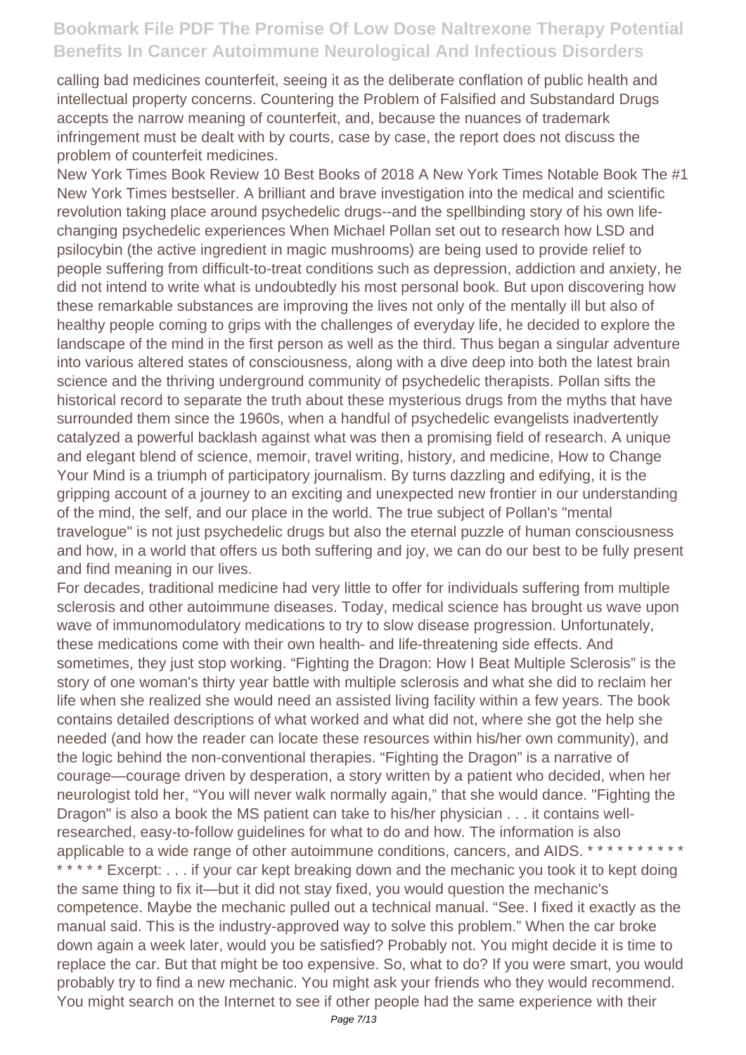calling bad medicines counterfeit, seeing it as the deliberate conflation of public health and intellectual property concerns. Countering the Problem of Falsified and Substandard Drugs accepts the narrow meaning of counterfeit, and, because the nuances of trademark infringement must be dealt with by courts, case by case, the report does not discuss the problem of counterfeit medicines.

New York Times Book Review 10 Best Books of 2018 A New York Times Notable Book The #1 New York Times bestseller. A brilliant and brave investigation into the medical and scientific revolution taking place around psychedelic drugs--and the spellbinding story of his own life-changing psychedelic experiences When Michael Pollan set out to research how LSD and psilocybin (the active ingredient in magic mushrooms) are being used to provide relief to people suffering from difficult-to-treat conditions such as depression, addiction and anxiety, he did not intend to write what is undoubtedly his most personal book. But upon discovering how these remarkable substances are improving the lives not only of the mentally ill but also of healthy people coming to grips with the challenges of everyday life, he decided to explore the landscape of the mind in the first person as well as the third. Thus began a singular adventure into various altered states of consciousness, along with a dive deep into both the latest brain science and the thriving underground community of psychedelic therapists. Pollan sifts the historical record to separate the truth about these mysterious drugs from the myths that have surrounded them since the 1960s, when a handful of psychedelic evangelists inadvertently catalyzed a powerful backlash against what was then a promising field of research. A unique and elegant blend of science, memoir, travel writing, history, and medicine, How to Change Your Mind is a triumph of participatory journalism. By turns dazzling and edifying, it is the gripping account of a journey to an exciting and unexpected new frontier in our understanding of the mind, the self, and our place in the world. The true subject of Pollan's "mental travelogue" is not just psychedelic drugs but also the eternal puzzle of human consciousness and how, in a world that offers us both suffering and joy, we can do our best to be fully present and find meaning in our lives.

For decades, traditional medicine had very little to offer for individuals suffering from multiple sclerosis and other autoimmune diseases. Today, medical science has brought us wave upon wave of immunomodulatory medications to try to slow disease progression. Unfortunately, these medications come with their own health- and life-threatening side effects. And sometimes, they just stop working. "Fighting the Dragon: How I Beat Multiple Sclerosis" is the story of one woman's thirty year battle with multiple sclerosis and what she did to reclaim her life when she realized she would need an assisted living facility within a few years. The book contains detailed descriptions of what worked and what did not, where she got the help she needed (and how the reader can locate these resources within his/her own community), and the logic behind the non-conventional therapies. "Fighting the Dragon" is a narrative of courage—courage driven by desperation, a story written by a patient who decided, when her neurologist told her, "You will never walk normally again," that she would dance. "Fighting the Dragon" is also a book the MS patient can take to his/her physician . . . it contains well-researched, easy-to-follow guidelines for what to do and how. The information is also applicable to a wide range of other autoimmune conditions, cancers, and AIDS. * * * * * * * * * * * * * * * * Excerpt: . . . if your car kept breaking down and the mechanic you took it to kept doing the same thing to fix it—but it did not stay fixed, you would question the mechanic's competence. Maybe the mechanic pulled out a technical manual. "See. I fixed it exactly as the manual said. This is the industry-approved way to solve this problem." When the car broke down again a week later, would you be satisfied? Probably not. You might decide it is time to replace the car. But that might be too expensive. So, what to do? If you were smart, you would probably try to find a new mechanic. You might ask your friends who they would recommend. You might search on the Internet to see if other people had the same experience with their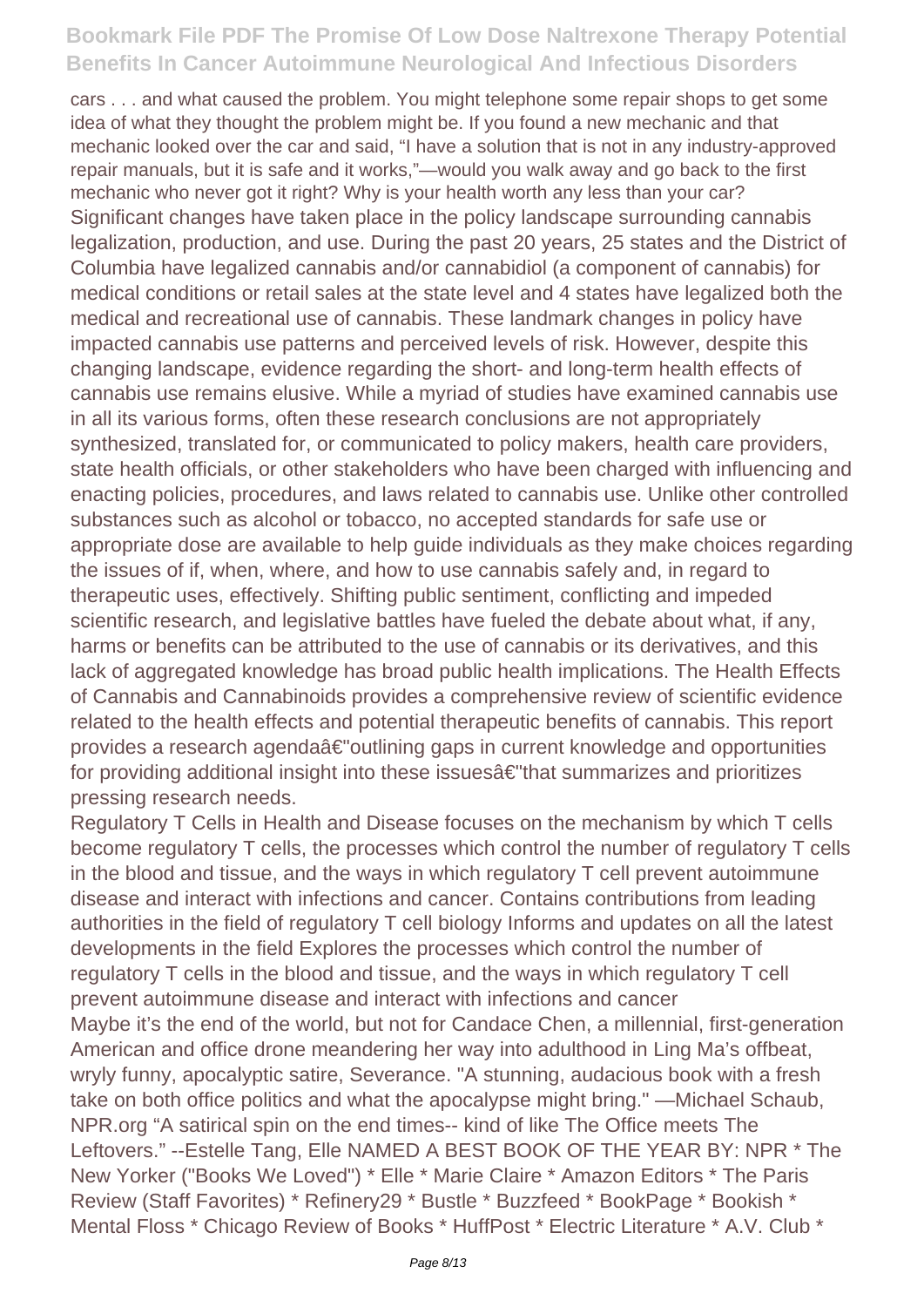cars . . . and what caused the problem. You might telephone some repair shops to get some idea of what they thought the problem might be. If you found a new mechanic and that mechanic looked over the car and said, "I have a solution that is not in any industry-approved repair manuals, but it is safe and it works,"—would you walk away and go back to the first mechanic who never got it right? Why is your health worth any less than your car?

Significant changes have taken place in the policy landscape surrounding cannabis legalization, production, and use. During the past 20 years, 25 states and the District of Columbia have legalized cannabis and/or cannabidiol (a component of cannabis) for medical conditions or retail sales at the state level and 4 states have legalized both the medical and recreational use of cannabis. These landmark changes in policy have impacted cannabis use patterns and perceived levels of risk. However, despite this changing landscape, evidence regarding the short- and long-term health effects of cannabis use remains elusive. While a myriad of studies have examined cannabis use in all its various forms, often these research conclusions are not appropriately synthesized, translated for, or communicated to policy makers, health care providers, state health officials, or other stakeholders who have been charged with influencing and enacting policies, procedures, and laws related to cannabis use. Unlike other controlled substances such as alcohol or tobacco, no accepted standards for safe use or appropriate dose are available to help guide individuals as they make choices regarding the issues of if, when, where, and how to use cannabis safely and, in regard to therapeutic uses, effectively. Shifting public sentiment, conflicting and impeded scientific research, and legislative battles have fueled the debate about what, if any, harms or benefits can be attributed to the use of cannabis or its derivatives, and this lack of aggregated knowledge has broad public health implications. The Health Effects of Cannabis and Cannabinoids provides a comprehensive review of scientific evidence related to the health effects and potential therapeutic benefits of cannabis. This report provides a research agendaâ€"outlining gaps in current knowledge and opportunities for providing additional insight into these issuesâ€"that summarizes and prioritizes pressing research needs.

Regulatory T Cells in Health and Disease focuses on the mechanism by which T cells become regulatory T cells, the processes which control the number of regulatory T cells in the blood and tissue, and the ways in which regulatory T cell prevent autoimmune disease and interact with infections and cancer. Contains contributions from leading authorities in the field of regulatory T cell biology Informs and updates on all the latest developments in the field Explores the processes which control the number of regulatory T cells in the blood and tissue, and the ways in which regulatory T cell prevent autoimmune disease and interact with infections and cancer

Maybe it's the end of the world, but not for Candace Chen, a millennial, first-generation American and office drone meandering her way into adulthood in Ling Ma's offbeat, wryly funny, apocalyptic satire, Severance. "A stunning, audacious book with a fresh take on both office politics and what the apocalypse might bring." —Michael Schaub, NPR.org "A satirical spin on the end times-- kind of like The Office meets The Leftovers." --Estelle Tang, Elle NAMED A BEST BOOK OF THE YEAR BY: NPR * The New Yorker ("Books We Loved") * Elle * Marie Claire * Amazon Editors * The Paris Review (Staff Favorites) * Refinery29 * Bustle * Buzzfeed * BookPage * Bookish * Mental Floss * Chicago Review of Books * HuffPost * Electric Literature * A.V. Club *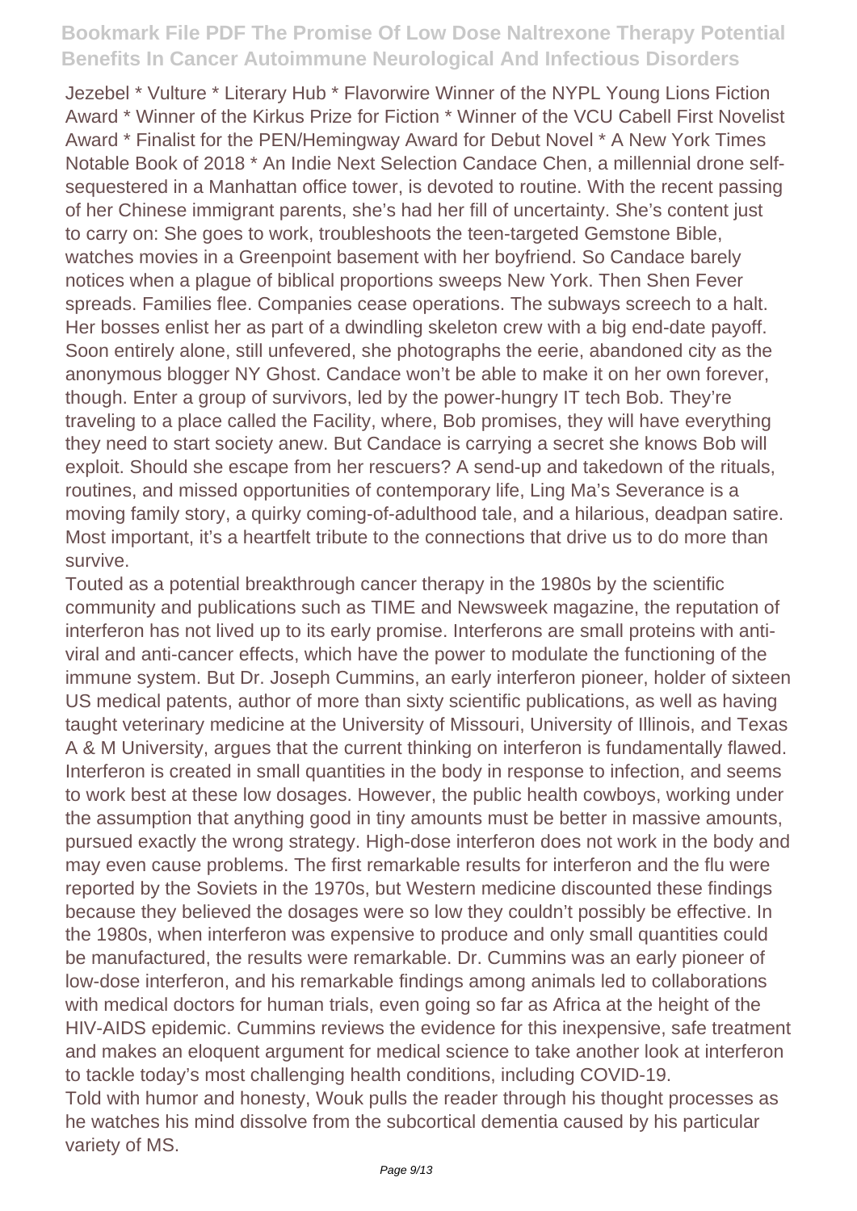Jezebel * Vulture * Literary Hub * Flavorwire Winner of the NYPL Young Lions Fiction Award * Winner of the Kirkus Prize for Fiction * Winner of the VCU Cabell First Novelist Award * Finalist for the PEN/Hemingway Award for Debut Novel * A New York Times Notable Book of 2018 * An Indie Next Selection Candace Chen, a millennial drone self-sequestered in a Manhattan office tower, is devoted to routine. With the recent passing of her Chinese immigrant parents, she's had her fill of uncertainty. She's content just to carry on: She goes to work, troubleshoots the teen-targeted Gemstone Bible, watches movies in a Greenpoint basement with her boyfriend. So Candace barely notices when a plague of biblical proportions sweeps New York. Then Shen Fever spreads. Families flee. Companies cease operations. The subways screech to a halt. Her bosses enlist her as part of a dwindling skeleton crew with a big end-date payoff. Soon entirely alone, still unfevered, she photographs the eerie, abandoned city as the anonymous blogger NY Ghost. Candace won't be able to make it on her own forever, though. Enter a group of survivors, led by the power-hungry IT tech Bob. They're traveling to a place called the Facility, where, Bob promises, they will have everything they need to start society anew. But Candace is carrying a secret she knows Bob will exploit. Should she escape from her rescuers? A send-up and takedown of the rituals, routines, and missed opportunities of contemporary life, Ling Ma's Severance is a moving family story, a quirky coming-of-adulthood tale, and a hilarious, deadpan satire. Most important, it's a heartfelt tribute to the connections that drive us to do more than survive.

Touted as a potential breakthrough cancer therapy in the 1980s by the scientific community and publications such as TIME and Newsweek magazine, the reputation of interferon has not lived up to its early promise. Interferons are small proteins with anti-viral and anti-cancer effects, which have the power to modulate the functioning of the immune system. But Dr. Joseph Cummins, an early interferon pioneer, holder of sixteen US medical patents, author of more than sixty scientific publications, as well as having taught veterinary medicine at the University of Missouri, University of Illinois, and Texas A & M University, argues that the current thinking on interferon is fundamentally flawed. Interferon is created in small quantities in the body in response to infection, and seems to work best at these low dosages. However, the public health cowboys, working under the assumption that anything good in tiny amounts must be better in massive amounts, pursued exactly the wrong strategy. High-dose interferon does not work in the body and may even cause problems. The first remarkable results for interferon and the flu were reported by the Soviets in the 1970s, but Western medicine discounted these findings because they believed the dosages were so low they couldn't possibly be effective. In the 1980s, when interferon was expensive to produce and only small quantities could be manufactured, the results were remarkable. Dr. Cummins was an early pioneer of low-dose interferon, and his remarkable findings among animals led to collaborations with medical doctors for human trials, even going so far as Africa at the height of the HIV-AIDS epidemic. Cummins reviews the evidence for this inexpensive, safe treatment and makes an eloquent argument for medical science to take another look at interferon to tackle today's most challenging health conditions, including COVID-19.

Told with humor and honesty, Wouk pulls the reader through his thought processes as he watches his mind dissolve from the subcortical dementia caused by his particular variety of MS.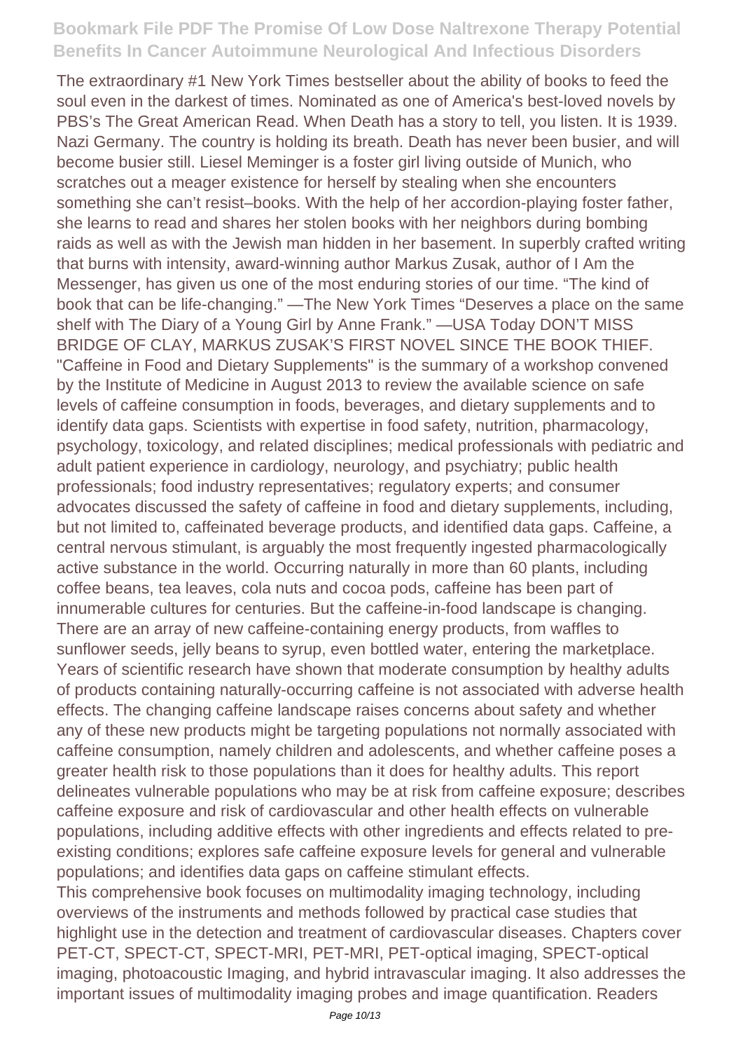The extraordinary #1 New York Times bestseller about the ability of books to feed the soul even in the darkest of times. Nominated as one of America's best-loved novels by PBS's The Great American Read. When Death has a story to tell, you listen. It is 1939. Nazi Germany. The country is holding its breath. Death has never been busier, and will become busier still. Liesel Meminger is a foster girl living outside of Munich, who scratches out a meager existence for herself by stealing when she encounters something she can't resist–books. With the help of her accordion-playing foster father, she learns to read and shares her stolen books with her neighbors during bombing raids as well as with the Jewish man hidden in her basement. In superbly crafted writing that burns with intensity, award-winning author Markus Zusak, author of I Am the Messenger, has given us one of the most enduring stories of our time. "The kind of book that can be life-changing." —The New York Times "Deserves a place on the same shelf with The Diary of a Young Girl by Anne Frank." —USA Today DON'T MISS BRIDGE OF CLAY, MARKUS ZUSAK'S FIRST NOVEL SINCE THE BOOK THIEF.

"Caffeine in Food and Dietary Supplements" is the summary of a workshop convened by the Institute of Medicine in August 2013 to review the available science on safe levels of caffeine consumption in foods, beverages, and dietary supplements and to identify data gaps. Scientists with expertise in food safety, nutrition, pharmacology, psychology, toxicology, and related disciplines; medical professionals with pediatric and adult patient experience in cardiology, neurology, and psychiatry; public health professionals; food industry representatives; regulatory experts; and consumer advocates discussed the safety of caffeine in food and dietary supplements, including, but not limited to, caffeinated beverage products, and identified data gaps. Caffeine, a central nervous stimulant, is arguably the most frequently ingested pharmacologically active substance in the world. Occurring naturally in more than 60 plants, including coffee beans, tea leaves, cola nuts and cocoa pods, caffeine has been part of innumerable cultures for centuries. But the caffeine-in-food landscape is changing. There are an array of new caffeine-containing energy products, from waffles to sunflower seeds, jelly beans to syrup, even bottled water, entering the marketplace. Years of scientific research have shown that moderate consumption by healthy adults of products containing naturally-occurring caffeine is not associated with adverse health effects. The changing caffeine landscape raises concerns about safety and whether any of these new products might be targeting populations not normally associated with caffeine consumption, namely children and adolescents, and whether caffeine poses a greater health risk to those populations than it does for healthy adults. This report delineates vulnerable populations who may be at risk from caffeine exposure; describes caffeine exposure and risk of cardiovascular and other health effects on vulnerable populations, including additive effects with other ingredients and effects related to pre-existing conditions; explores safe caffeine exposure levels for general and vulnerable populations; and identifies data gaps on caffeine stimulant effects.

This comprehensive book focuses on multimodality imaging technology, including overviews of the instruments and methods followed by practical case studies that highlight use in the detection and treatment of cardiovascular diseases. Chapters cover PET-CT, SPECT-CT, SPECT-MRI, PET-MRI, PET-optical imaging, SPECT-optical imaging, photoacoustic Imaging, and hybrid intravascular imaging. It also addresses the important issues of multimodality imaging probes and image quantification. Readers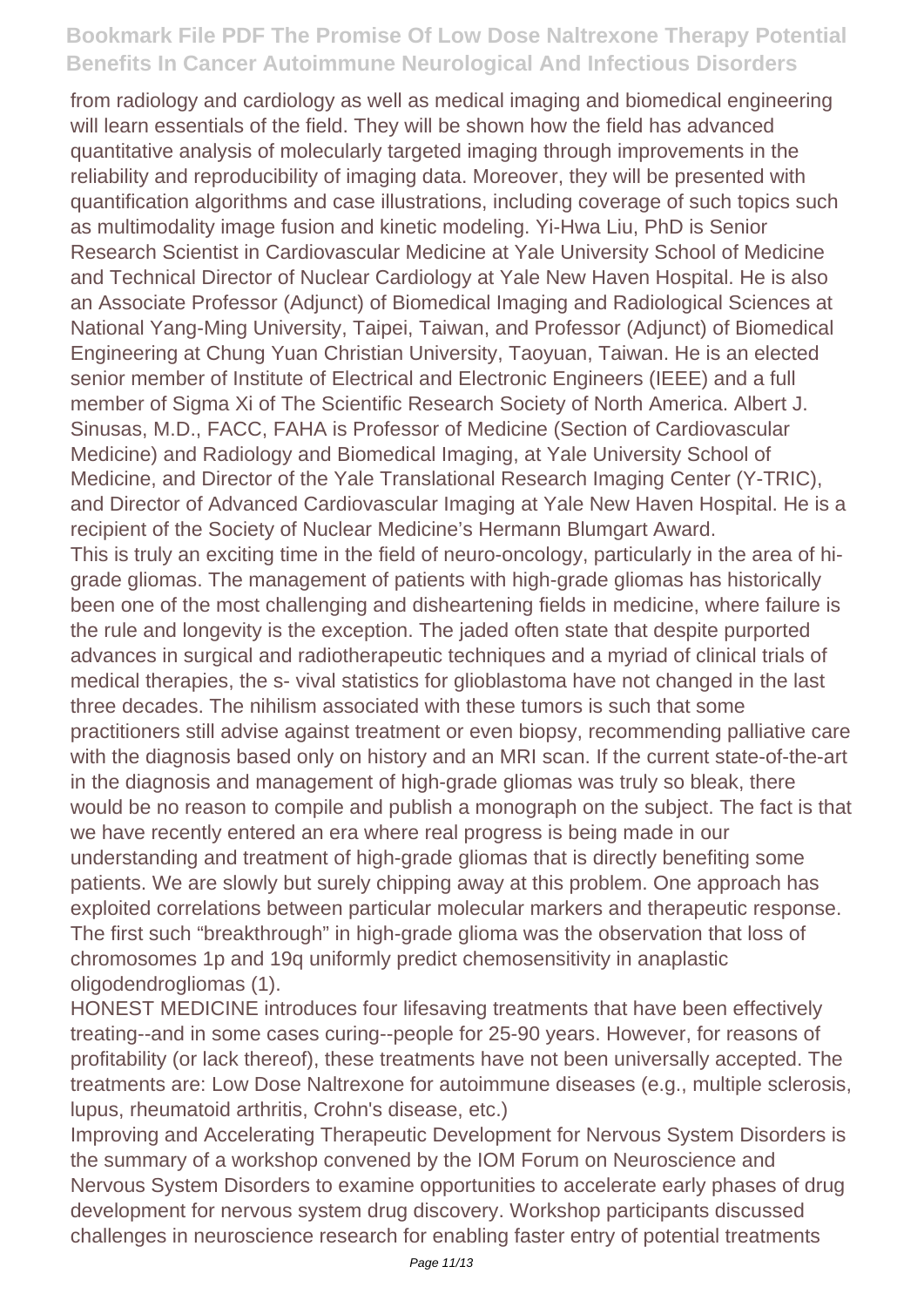from radiology and cardiology as well as medical imaging and biomedical engineering will learn essentials of the field. They will be shown how the field has advanced quantitative analysis of molecularly targeted imaging through improvements in the reliability and reproducibility of imaging data. Moreover, they will be presented with quantification algorithms and case illustrations, including coverage of such topics such as multimodality image fusion and kinetic modeling. Yi-Hwa Liu, PhD is Senior Research Scientist in Cardiovascular Medicine at Yale University School of Medicine and Technical Director of Nuclear Cardiology at Yale New Haven Hospital. He is also an Associate Professor (Adjunct) of Biomedical Imaging and Radiological Sciences at National Yang-Ming University, Taipei, Taiwan, and Professor (Adjunct) of Biomedical Engineering at Chung Yuan Christian University, Taoyuan, Taiwan. He is an elected senior member of Institute of Electrical and Electronic Engineers (IEEE) and a full member of Sigma Xi of The Scientific Research Society of North America. Albert J. Sinusas, M.D., FACC, FAHA is Professor of Medicine (Section of Cardiovascular Medicine) and Radiology and Biomedical Imaging, at Yale University School of Medicine, and Director of the Yale Translational Research Imaging Center (Y-TRIC), and Director of Advanced Cardiovascular Imaging at Yale New Haven Hospital. He is a recipient of the Society of Nuclear Medicine's Hermann Blumgart Award.

This is truly an exciting time in the field of neuro-oncology, particularly in the area of hi-grade gliomas. The management of patients with high-grade gliomas has historically been one of the most challenging and disheartening fields in medicine, where failure is the rule and longevity is the exception. The jaded often state that despite purported advances in surgical and radiotherapeutic techniques and a myriad of clinical trials of medical therapies, the s- vival statistics for glioblastoma have not changed in the last three decades. The nihilism associated with these tumors is such that some practitioners still advise against treatment or even biopsy, recommending palliative care with the diagnosis based only on history and an MRI scan. If the current state-of-the-art in the diagnosis and management of high-grade gliomas was truly so bleak, there would be no reason to compile and publish a monograph on the subject. The fact is that we have recently entered an era where real progress is being made in our understanding and treatment of high-grade gliomas that is directly benefiting some patients. We are slowly but surely chipping away at this problem. One approach has exploited correlations between particular molecular markers and therapeutic response. The first such "breakthrough" in high-grade glioma was the observation that loss of chromosomes 1p and 19q uniformly predict chemosensitivity in anaplastic oligodendrogliomas (1).

HONEST MEDICINE introduces four lifesaving treatments that have been effectively treating--and in some cases curing--people for 25-90 years. However, for reasons of profitability (or lack thereof), these treatments have not been universally accepted. The treatments are: Low Dose Naltrexone for autoimmune diseases (e.g., multiple sclerosis, lupus, rheumatoid arthritis, Crohn's disease, etc.)

Improving and Accelerating Therapeutic Development for Nervous System Disorders is the summary of a workshop convened by the IOM Forum on Neuroscience and Nervous System Disorders to examine opportunities to accelerate early phases of drug development for nervous system drug discovery. Workshop participants discussed challenges in neuroscience research for enabling faster entry of potential treatments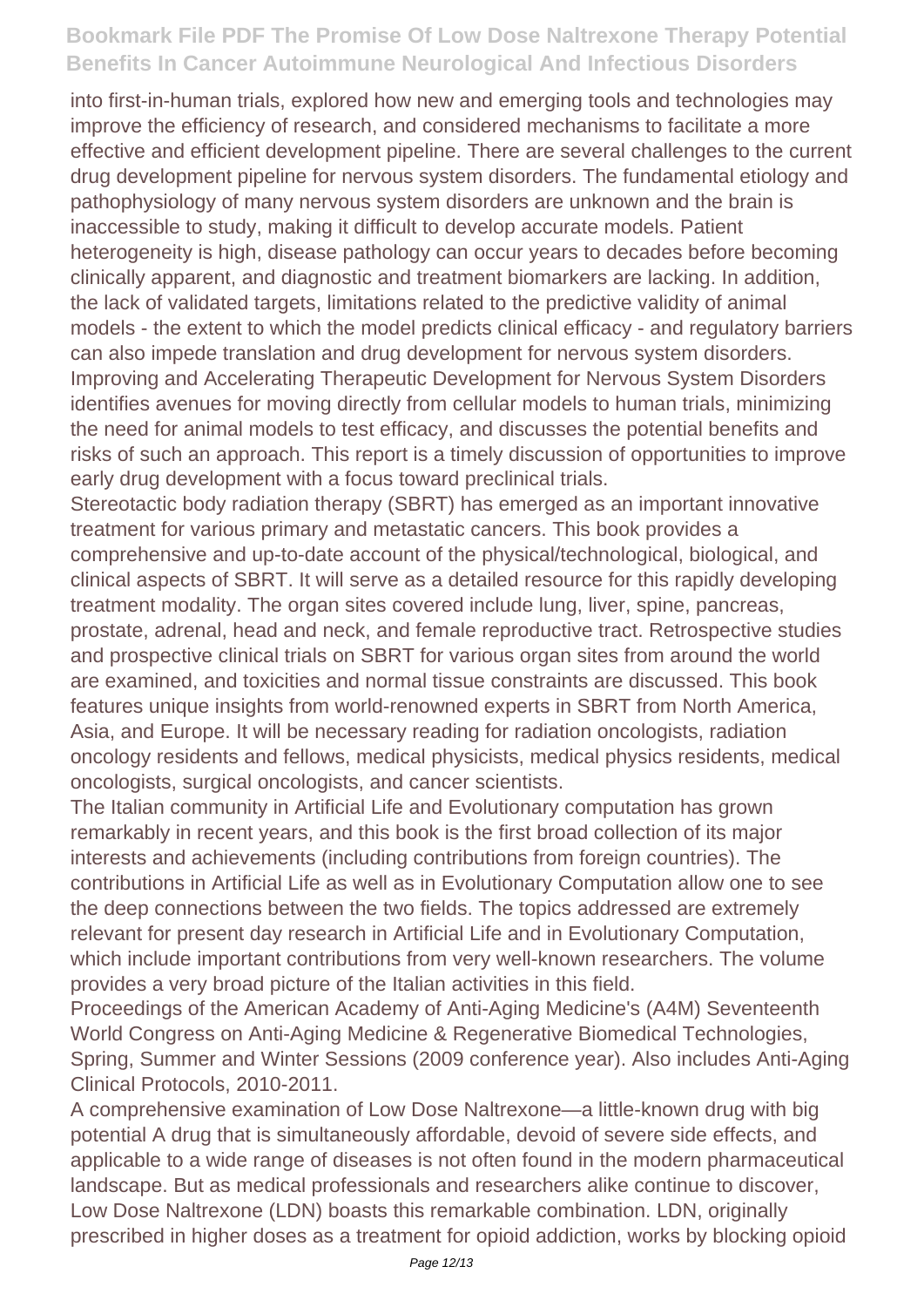into first-in-human trials, explored how new and emerging tools and technologies may improve the efficiency of research, and considered mechanisms to facilitate a more effective and efficient development pipeline. There are several challenges to the current drug development pipeline for nervous system disorders. The fundamental etiology and pathophysiology of many nervous system disorders are unknown and the brain is inaccessible to study, making it difficult to develop accurate models. Patient heterogeneity is high, disease pathology can occur years to decades before becoming clinically apparent, and diagnostic and treatment biomarkers are lacking. In addition, the lack of validated targets, limitations related to the predictive validity of animal models - the extent to which the model predicts clinical efficacy - and regulatory barriers can also impede translation and drug development for nervous system disorders. Improving and Accelerating Therapeutic Development for Nervous System Disorders identifies avenues for moving directly from cellular models to human trials, minimizing the need for animal models to test efficacy, and discusses the potential benefits and risks of such an approach. This report is a timely discussion of opportunities to improve early drug development with a focus toward preclinical trials.

Stereotactic body radiation therapy (SBRT) has emerged as an important innovative treatment for various primary and metastatic cancers. This book provides a comprehensive and up-to-date account of the physical/technological, biological, and clinical aspects of SBRT. It will serve as a detailed resource for this rapidly developing treatment modality. The organ sites covered include lung, liver, spine, pancreas, prostate, adrenal, head and neck, and female reproductive tract. Retrospective studies and prospective clinical trials on SBRT for various organ sites from around the world are examined, and toxicities and normal tissue constraints are discussed. This book features unique insights from world-renowned experts in SBRT from North America, Asia, and Europe. It will be necessary reading for radiation oncologists, radiation oncology residents and fellows, medical physicists, medical physics residents, medical oncologists, surgical oncologists, and cancer scientists.

The Italian community in Artificial Life and Evolutionary computation has grown remarkably in recent years, and this book is the first broad collection of its major interests and achievements (including contributions from foreign countries). The contributions in Artificial Life as well as in Evolutionary Computation allow one to see the deep connections between the two fields. The topics addressed are extremely relevant for present day research in Artificial Life and in Evolutionary Computation, which include important contributions from very well-known researchers. The volume provides a very broad picture of the Italian activities in this field.

Proceedings of the American Academy of Anti-Aging Medicine's (A4M) Seventeenth World Congress on Anti-Aging Medicine & Regenerative Biomedical Technologies, Spring, Summer and Winter Sessions (2009 conference year). Also includes Anti-Aging Clinical Protocols, 2010-2011.

A comprehensive examination of Low Dose Naltrexone—a little-known drug with big potential A drug that is simultaneously affordable, devoid of severe side effects, and applicable to a wide range of diseases is not often found in the modern pharmaceutical landscape. But as medical professionals and researchers alike continue to discover, Low Dose Naltrexone (LDN) boasts this remarkable combination. LDN, originally prescribed in higher doses as a treatment for opioid addiction, works by blocking opioid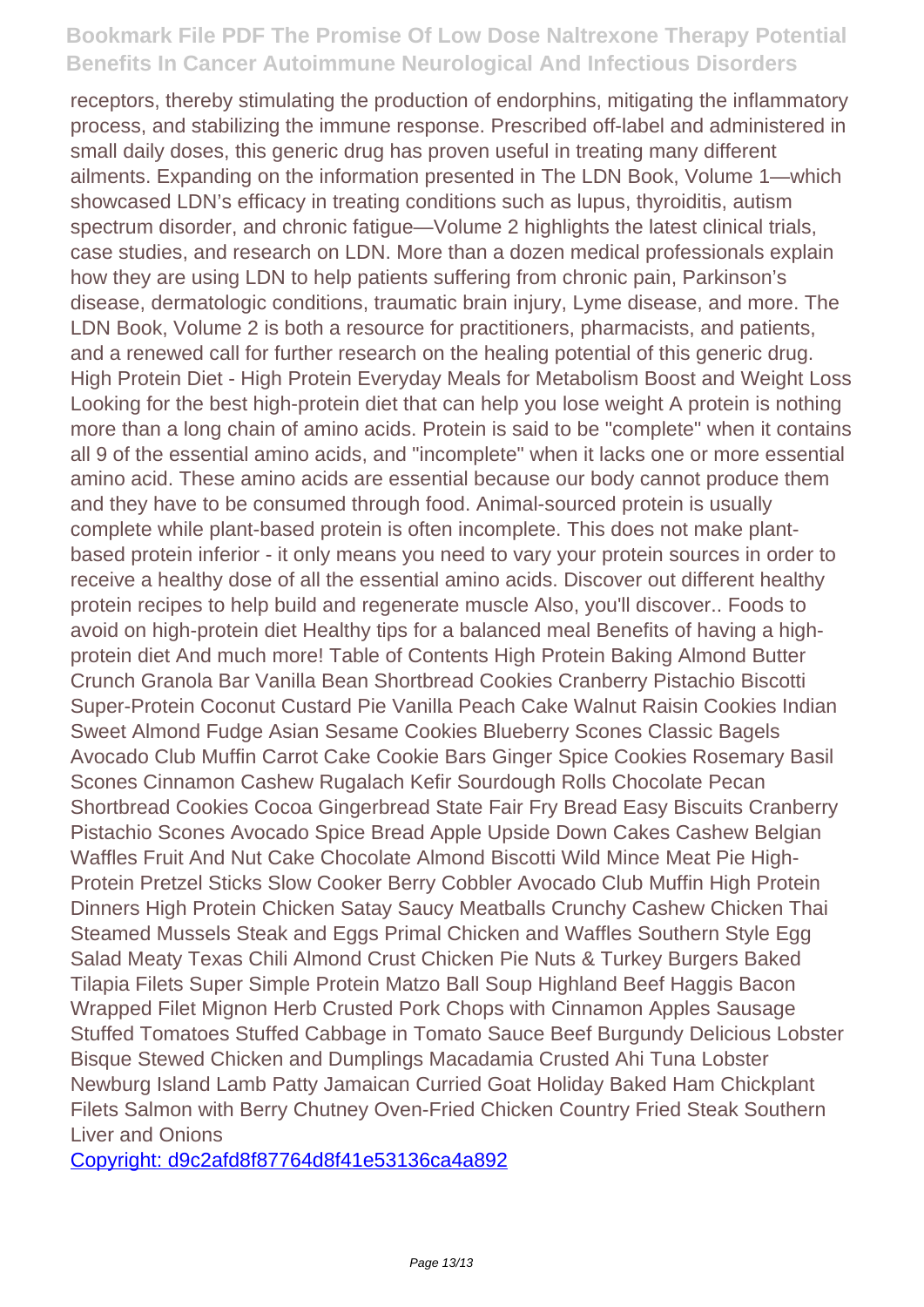receptors, thereby stimulating the production of endorphins, mitigating the inflammatory process, and stabilizing the immune response. Prescribed off-label and administered in small daily doses, this generic drug has proven useful in treating many different ailments. Expanding on the information presented in The LDN Book, Volume 1—which showcased LDN's efficacy in treating conditions such as lupus, thyroiditis, autism spectrum disorder, and chronic fatigue—Volume 2 highlights the latest clinical trials, case studies, and research on LDN. More than a dozen medical professionals explain how they are using LDN to help patients suffering from chronic pain, Parkinson's disease, dermatologic conditions, traumatic brain injury, Lyme disease, and more. The LDN Book, Volume 2 is both a resource for practitioners, pharmacists, and patients, and a renewed call for further research on the healing potential of this generic drug.

High Protein Diet - High Protein Everyday Meals for Metabolism Boost and Weight Loss Looking for the best high-protein diet that can help you lose weight A protein is nothing more than a long chain of amino acids. Protein is said to be "complete" when it contains all 9 of the essential amino acids, and "incomplete" when it lacks one or more essential amino acid. These amino acids are essential because our body cannot produce them and they have to be consumed through food. Animal-sourced protein is usually complete while plant-based protein is often incomplete. This does not make plant-based protein inferior - it only means you need to vary your protein sources in order to receive a healthy dose of all the essential amino acids. Discover out different healthy protein recipes to help build and regenerate muscle Also, you'll discover.. Foods to avoid on high-protein diet Healthy tips for a balanced meal Benefits of having a high-protein diet And much more! Table of Contents High Protein Baking Almond Butter Crunch Granola Bar Vanilla Bean Shortbread Cookies Cranberry Pistachio Biscotti Super-Protein Coconut Custard Pie Vanilla Peach Cake Walnut Raisin Cookies Indian Sweet Almond Fudge Asian Sesame Cookies Blueberry Scones Classic Bagels Avocado Club Muffin Carrot Cake Cookie Bars Ginger Spice Cookies Rosemary Basil Scones Cinnamon Cashew Rugalach Kefir Sourdough Rolls Chocolate Pecan Shortbread Cookies Cocoa Gingerbread State Fair Fry Bread Easy Biscuits Cranberry Pistachio Scones Avocado Spice Bread Apple Upside Down Cakes Cashew Belgian Waffles Fruit And Nut Cake Chocolate Almond Biscotti Wild Mince Meat Pie High-Protein Pretzel Sticks Slow Cooker Berry Cobbler Avocado Club Muffin High Protein Dinners High Protein Chicken Satay Saucy Meatballs Crunchy Cashew Chicken Thai Steamed Mussels Steak and Eggs Primal Chicken and Waffles Southern Style Egg Salad Meaty Texas Chili Almond Crust Chicken Pie Nuts & Turkey Burgers Baked Tilapia Filets Super Simple Protein Matzo Ball Soup Highland Beef Haggis Bacon Wrapped Filet Mignon Herb Crusted Pork Chops with Cinnamon Apples Sausage Stuffed Tomatoes Stuffed Cabbage in Tomato Sauce Beef Burgundy Delicious Lobster Bisque Stewed Chicken and Dumplings Macadamia Crusted Ahi Tuna Lobster Newburg Island Lamb Patty Jamaican Curried Goat Holiday Baked Ham Chickplant Filets Salmon with Berry Chutney Oven-Fried Chicken Country Fried Steak Southern Liver and Onions

Copyright: d9c2afd8f87764d8f41e53136ca4a892